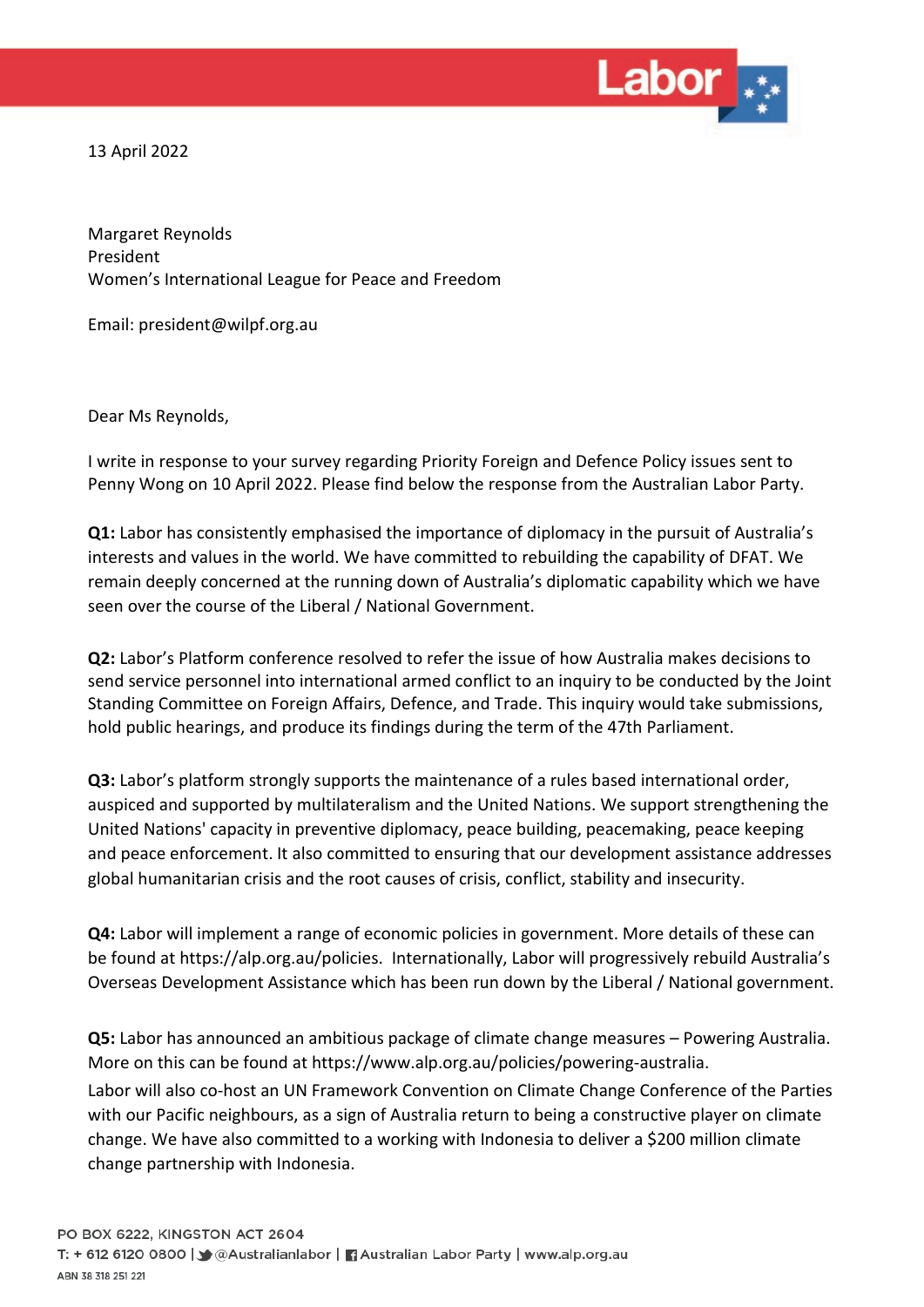13 April 2022

Margaret Reynolds
President
Women's International League for Peace and Freedom

Email: president@wilpf.org.au

Dear Ms Reynolds,

I write in response to your survey regarding Priority Foreign and Defence Policy issues sent to Penny Wong on 10 April 2022. Please find below the response from the Australian Labor Party.

**Q1:** Labor has consistently emphasised the importance of diplomacy in the pursuit of Australia's interests and values in the world. We have committed to rebuilding the capability of DFAT. We remain deeply concerned at the running down of Australia's diplomatic capability which we have seen over the course of the Liberal / National Government.

**Q2:** Labor's Platform conference resolved to refer the issue of how Australia makes decisions to send service personnel into international armed conflict to an inquiry to be conducted by the Joint Standing Committee on Foreign Affairs, Defence, and Trade. This inquiry would take submissions, hold public hearings, and produce its findings during the term of the 47th Parliament.

**Q3:** Labor's platform strongly supports the maintenance of a rules based international order, auspiced and supported by multilateralism and the United Nations. We support strengthening the United Nations' capacity in preventive diplomacy, peace building, peacemaking, peace keeping and peace enforcement. It also committed to ensuring that our development assistance addresses global humanitarian crisis and the root causes of crisis, conflict, stability and insecurity.

**Q4:** Labor will implement a range of economic policies in government. More details of these can be found at https://alp.org.au/policies. Internationally, Labor will progressively rebuild Australia's Overseas Development Assistance which has been run down by the Liberal / National government.

**Q5:** Labor has announced an ambitious package of climate change measures – Powering Australia. More on this can be found at https://www.alp.org.au/policies/powering-australia.
Labor will also co-host an UN Framework Convention on Climate Change Conference of the Parties with our Pacific neighbours, as a sign of Australia return to being a constructive player on climate change. We have also committed to a working with Indonesia to deliver a $200 million climate change partnership with Indonesia.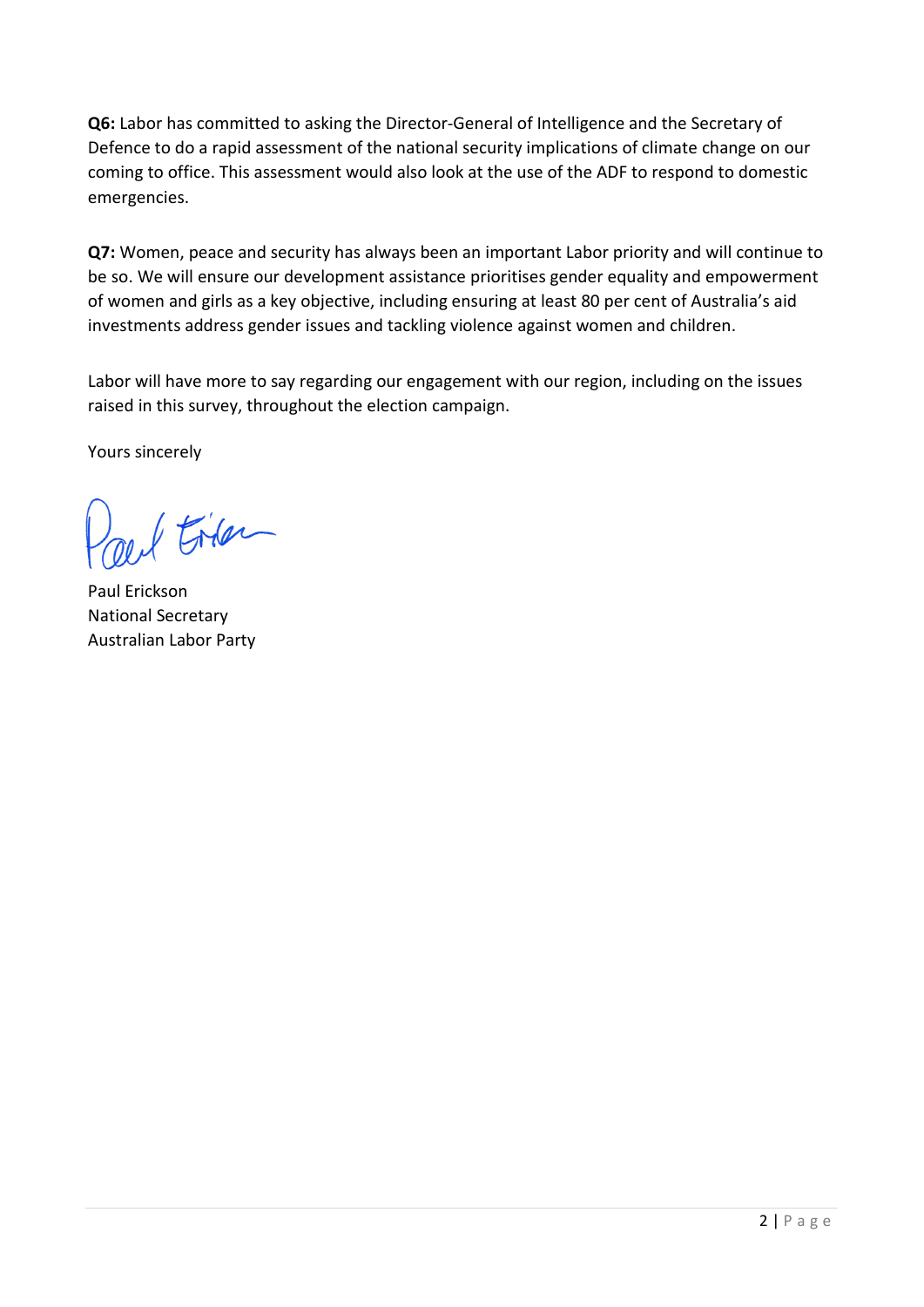**Q6:** Labor has committed to asking the Director-General of Intelligence and the Secretary of Defence to do a rapid assessment of the national security implications of climate change on our coming to office. This assessment would also look at the use of the ADF to respond to domestic emergencies.

**Q7:** Women, peace and security has always been an important Labor priority and will continue to be so. We will ensure our development assistance prioritises gender equality and empowerment of women and girls as a key objective, including ensuring at least 80 per cent of Australia's aid investments address gender issues and tackling violence against women and children.

Labor will have more to say regarding our engagement with our region, including on the issues raised in this survey, throughout the election campaign.

Yours sincerely

Paul Erickson
National Secretary
Australian Labor Party